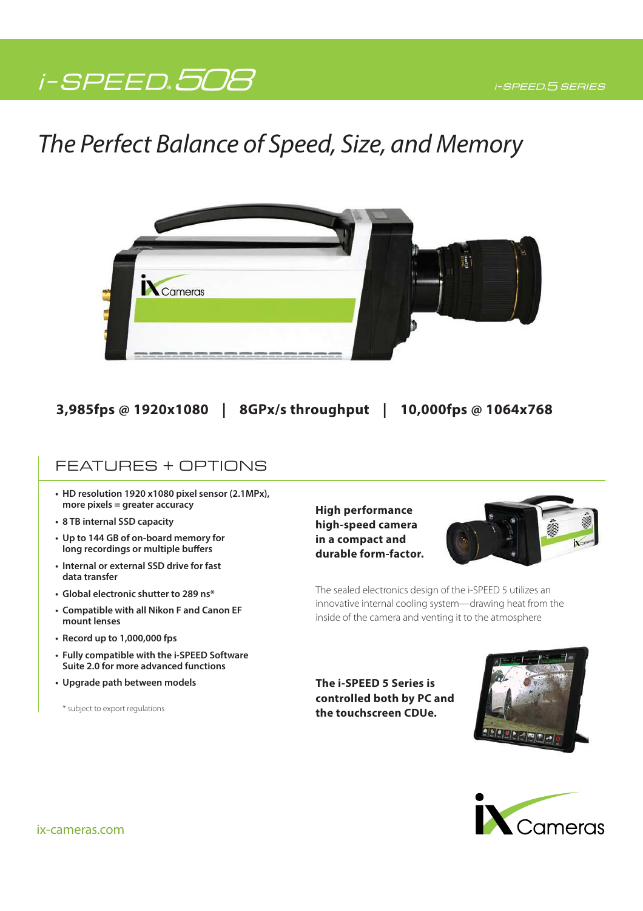# i-SPEED 508

i-SPEED 5 SERIES

## *The Perfect Balance of Speed, Size, and Memory*

**3,985fps @ 1920x1080 | 8GPx/s throughput | 10,000fps @ 1064x768**

## FEATURES + OPTIONS

- **HD resolution 1920 x1080 pixel sensor (2.1MPx), more pixels = greater accuracy**
- **8 TB internal SSD capacity**
- **Up to 144 GB of on-board memory for long recordings or multiple buffers**
- **Internal or external SSD drive for fast data transfer**
- **Global electronic shutter to 289 ns***
- **Compatible with all Nikon F and Canon EF mount lenses**
- **Record up to 1,000,000 fps**
- **Fully compatible with the i-SPEED Software Suite 2.0 for more advanced functions**
- **Upgrade path between models**

\* subject to export regulations

**High performance high-speed camera in a compact and durable form-factor.**

The sealed electronics design of the i-SPEED 5 utilizes an innovative internal cooling system—drawing heat from the inside of the camera and venting it to the atmosphere

**The i-SPEED 5 Series is controlled both by PC and the touchscreen CDUe.**

ix-cameras.com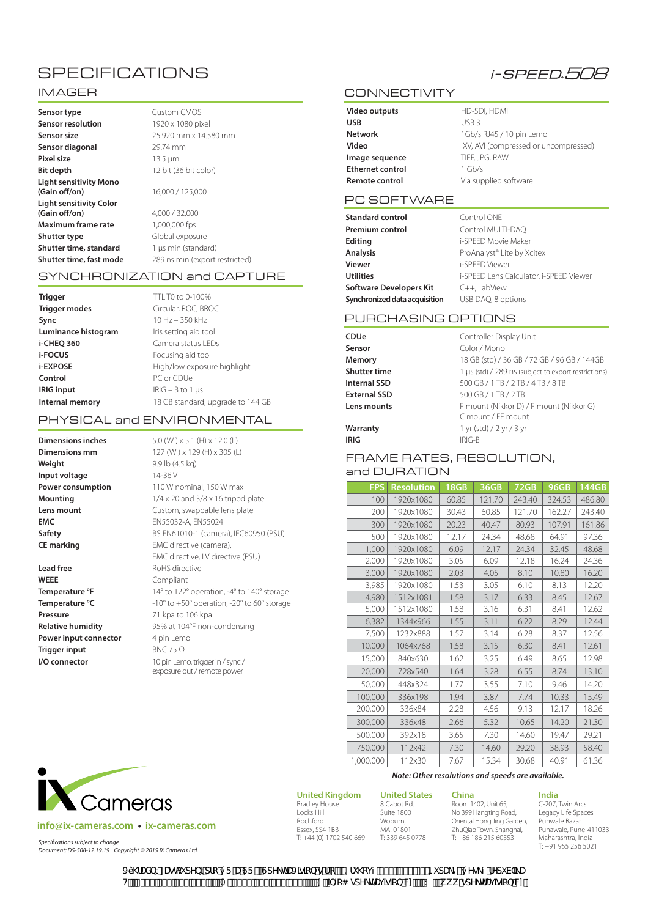# SPECIFICATIONS

i-SPEED.508

## IMAGER

| | |
|---|---|
| **Sensor type** | Custom CMOS |
| **Sensor resolution** | 1920 x 1080 pixel |
| **Sensor size** | 25.920 mm x 14.580 mm |
| **Sensor diagonal** | 29.74 mm |
| **Pixel size** | 13.5 µm |
| **Bit depth** | 12 bit (36 bit color) |
| **Light sensitivity Mono (Gain off/on)** | 16,000 / 125,000 |
| **Light sensitivity Color (Gain off/on)** | 4,000 / 32,000 |
| **Maximum frame rate** | 1,000,000 fps |
| **Shutter type** | Global exposure |
| **Shutter time, standard** | 1 µs min (standard) |
| **Shutter time, fast mode** | 289 ns min (export restricted) |

## SYNCHRONIZATION and CAPTURE

| | |
|---|---|
| **Trigger** | TTL T0 to 0-100% |
| **Trigger modes** | Circular, ROC, BROC |
| **Sync** | 10 Hz – 350 kHz |
| **Luminance histogram** | Iris setting aid tool |
| **i-CHEQ 360** | Camera status LEDs |
| **i-FOCUS** | Focusing aid tool |
| **i-EXPOSE** | High/low exposure highlight |
| **Control** | PC or CDUe |
| **IRIG input** | IRIG – B to 1 µs |
| **Internal memory** | 18 GB standard, upgrade to 144 GB |

## PHYSICAL and ENVIRONMENTAL

| | |
|---|---|
| **Dimensions inches** | 5.0 (W) x 5.1 (H) x 12.0 (L) |
| **Dimensions mm** | 127 (W) x 129 (H) x 305 (L) |
| **Weight** | 9.9 lb (4.5 kg) |
| **Input voltage** | 14-36 V |
| **Power consumption** | 110 W nominal, 150 W max |
| **Mounting** | 1/4 x 20 and 3/8 x 16 tripod plate |
| **Lens mount** | Custom, swappable lens plate |
| **EMC** | EN55032-A, EN55024 |
| **Safety** | BS EN61010-1 (camera), IEC60950 (PSU) |
| **CE marking** | EMC directive (camera), EMC directive, LV directive (PSU) |
| **Lead free** | RoHS directive |
| **WEEE** | Compliant |
| **Temperature °F** | 14° to 122° operation, -4° to 140° storage |
| **Temperature °C** | -10° to +50° operation, -20° to 60° storage |
| **Pressure** | 71 kpa to 106 kpa |
| **Relative humidity** | 95% at 104°F non-condensing |
| **Power input connector** | 4 pin Lemo |
| **Trigger input** | BNC 75 Ω |
| **I/O connector** | 10 pin Lemo, trigger in / sync / exposure out / remote power |

## CONNECTIVITY

| | |
|---|---|
| **Video outputs** | HD-SDI, HDMI |
| **USB** | USB 3 |
| **Network** | 1Gb/s RJ45 / 10 pin Lemo |
| **Video** | IXV, AVI (compressed or uncompressed) |
| **Image sequence** | TIFF, JPG, RAW |
| **Ethernet control** | 1 Gb/s |
| **Remote control** | Via supplied software |

## PC SOFTWARE

| | |
|---|---|
| **Standard control** | Control ONE |
| **Premium control** | Control MULTI-DAQ |
| **Editing** | i-SPEED Movie Maker |
| **Analysis** | ProAnalyst® Lite by Xcitex |
| **Viewer** | i-SPEED Viewer |
| **Utilities** | i-SPEED Lens Calculator, i-SPEED Viewer |
| **Software Developers Kit** | C++, LabView |
| **Synchronized data acquisition** | USB DAQ, 8 options |

## PURCHASING OPTIONS

| | |
|---|---|
| **CDUe** | Controller Display Unit |
| **Sensor** | Color / Mono |
| **Memory** | 18 GB (std) / 36 GB / 72 GB / 96 GB / 144GB |
| **Shutter time** | 1 µs (std) / 289 ns (subject to export restrictions) |
| **Internal SSD** | 500 GB / 1 TB / 2 TB / 4 TB / 8 TB |
| **External SSD** | 500 GB / 1 TB / 2 TB |
| **Lens mounts** | F mount (Nikkor D) / F mount (Nikkor G) C mount / EF mount |
| **Warranty** | 1 yr (std) / 2 yr / 3 yr |
| **IRIG** | IRIG-B |

## FRAME RATES, RESOLUTION, and DURATION

| FPS | Resolution | 18GB | 36GB | 72GB | 96GB | 144GB |
|---|---|---|---|---|---|---|
| 100 | 1920x1080 | 60.85 | 121.70 | 243.40 | 324.53 | 486.80 |
| 200 | 1920x1080 | 30.43 | 60.85 | 121.70 | 162.27 | 243.40 |
| 300 | 1920x1080 | 20.23 | 40.47 | 80.93 | 107.91 | 161.86 |
| 500 | 1920x1080 | 12.17 | 24.34 | 48.68 | 64.91 | 97.36 |
| 1,000 | 1920x1080 | 6.09 | 12.17 | 24.34 | 32.45 | 48.68 |
| 2,000 | 1920x1080 | 3.05 | 6.09 | 12.18 | 16.24 | 24.36 |
| 3,000 | 1920x1080 | 2.03 | 4.05 | 8.10 | 10.80 | 16.20 |
| 3,985 | 1920x1080 | 1.53 | 3.05 | 6.10 | 8.13 | 12.20 |
| 4,980 | 1512x1081 | 1.58 | 3.17 | 6.33 | 8.45 | 12.67 |
| 5,000 | 1512x1080 | 1.58 | 3.16 | 6.31 | 8.41 | 12.62 |
| 6,382 | 1344x966 | 1.55 | 3.11 | 6.22 | 8.29 | 12.44 |
| 7,500 | 1232x888 | 1.57 | 3.14 | 6.28 | 8.37 | 12.56 |
| 10,000 | 1064x768 | 1.58 | 3.15 | 6.30 | 8.41 | 12.61 |
| 15,000 | 840x630 | 1.62 | 3.25 | 6.49 | 8.65 | 12.98 |
| 20,000 | 728x540 | 1.64 | 3.28 | 6.55 | 8.74 | 13.10 |
| 50,000 | 448x324 | 1.77 | 3.55 | 7.10 | 9.46 | 14.20 |
| 100,000 | 336x198 | 1.94 | 3.87 | 7.74 | 10.33 | 15.49 |
| 200,000 | 336x84 | 2.28 | 4.56 | 9.13 | 12.17 | 18.26 |
| 300,000 | 336x48 | 2.66 | 5.32 | 10.65 | 14.20 | 21.30 |
| 500,000 | 392x18 | 3.65 | 7.30 | 14.60 | 19.47 | 29.21 |
| 750,000 | 112x42 | 7.30 | 14.60 | 29.20 | 38.93 | 58.40 |
| 1,000,000 | 112x30 | 7.67 | 15.34 | 30.68 | 40.91 | 61.36 |

***Note: Other resolutions and speeds are available.***

iX Cameras

**info@ix-cameras.com • ix-cameras.com**

*Specifications subject to change*
*Document: DS-508-12.19.19 Copyright © 2019 iX Cameras Ltd.*

**United Kingdom**
Bradley House
Locks Hill
Rochford
Essex, SS4 1BB
T: +44 (0) 1702 540 669

**United States**
8 Cabot Rd.
Suite 1800
Woburn,
MA, 01801
T: 339 645 0778

**China**
Room 1402, Unit 65,
No 399 Hangting Road,
Oriental Hong Jing Garden,
ZhuQiao Town, Shanghai,
T: +86 186 215 60553

**India**
C-207, Twin Arcs
Legacy Life Spaces
Punwale Bazar
Punawale, Pune-411033
Maharashtra, India
T: +91 955 256 5021